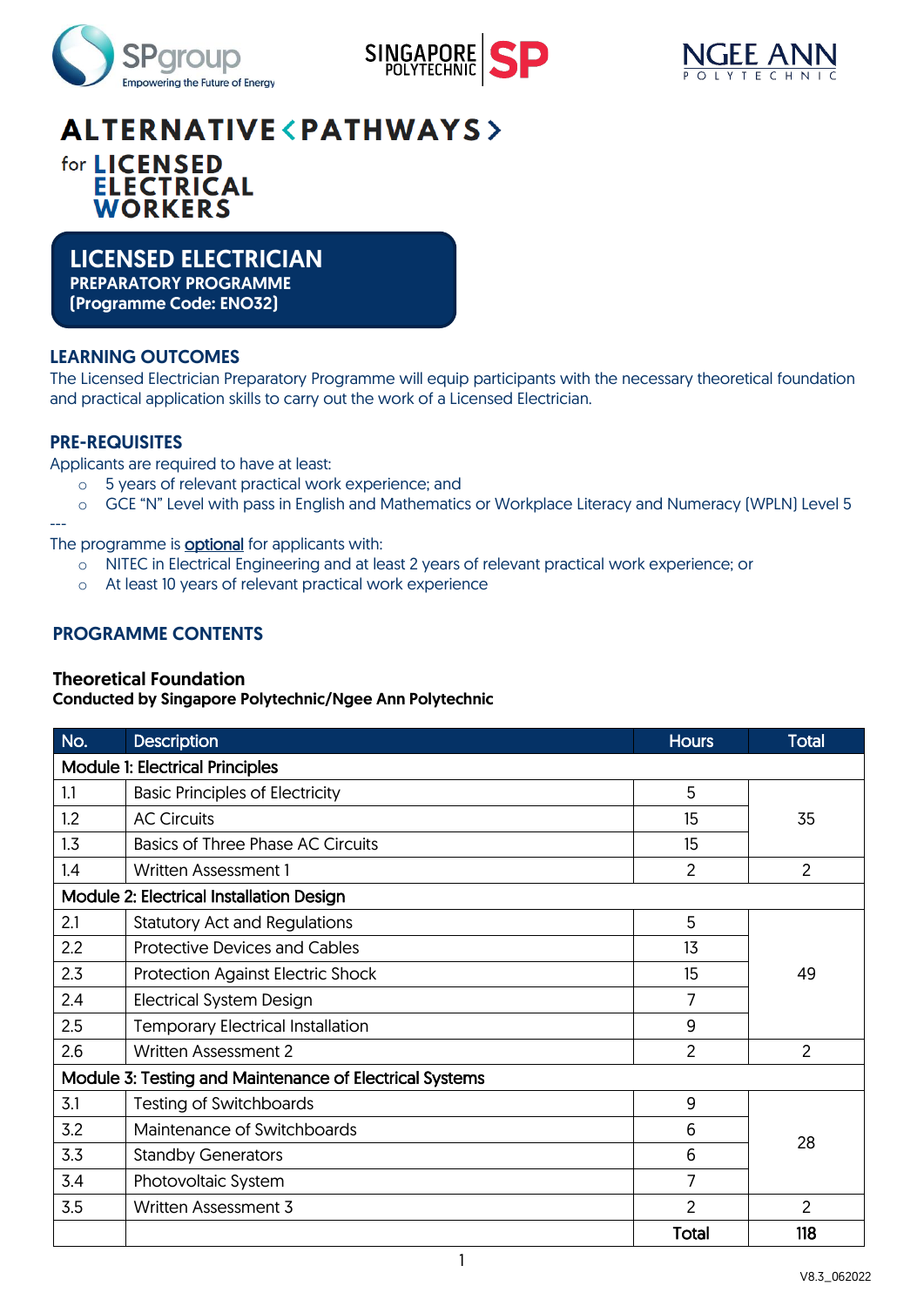# ALTERNATIVE <PATHWAYS>

for **LICENSED ELECTRICAL WORKERS**

## LICENSED ELECTRICIAN
**PREPARATORY PROGRAMME**
**(Programme Code: ENO32)**

### LEARNING OUTCOMES

The Licensed Electrician Preparatory Programme will equip participants with the necessary theoretical foundation and practical application skills to carry out the work of a Licensed Electrician.

### PRE-REQUISITES

Applicants are required to have at least:

- 5 years of relevant practical work experience; and
- GCE "N" Level with pass in English and Mathematics or Workplace Literacy and Numeracy (WPLN) Level 5

---

The programme is optional for applicants with:

- NITEC in Electrical Engineering and at least 2 years of relevant practical work experience; or
- At least 10 years of relevant practical work experience

### PROGRAMME CONTENTS

**Theoretical Foundation**
**Conducted by Singapore Polytechnic/Ngee Ann Polytechnic**

| No. | Description | Hours | Total |
|---|---|---|---|
| **Module 1: Electrical Principles** | | | |
| 1.1 | Basic Principles of Electricity | 5 | 35 |
| 1.2 | AC Circuits | 15 | |
| 1.3 | Basics of Three Phase AC Circuits | 15 | |
| 1.4 | Written Assessment 1 | 2 | 2 |
| **Module 2: Electrical Installation Design** | | | |
| 2.1 | Statutory Act and Regulations | 5 | 49 |
| 2.2 | Protective Devices and Cables | 13 | |
| 2.3 | Protection Against Electric Shock | 15 | |
| 2.4 | Electrical System Design | 7 | |
| 2.5 | Temporary Electrical Installation | 9 | |
| 2.6 | Written Assessment 2 | 2 | 2 |
| **Module 3: Testing and Maintenance of Electrical Systems** | | | |
| 3.1 | Testing of Switchboards | 9 | 28 |
| 3.2 | Maintenance of Switchboards | 6 | |
| 3.3 | Standby Generators | 6 | |
| 3.4 | Photovoltaic System | 7 | |
| 3.5 | Written Assessment 3 | 2 | 2 |
| | | **Total** | **118** |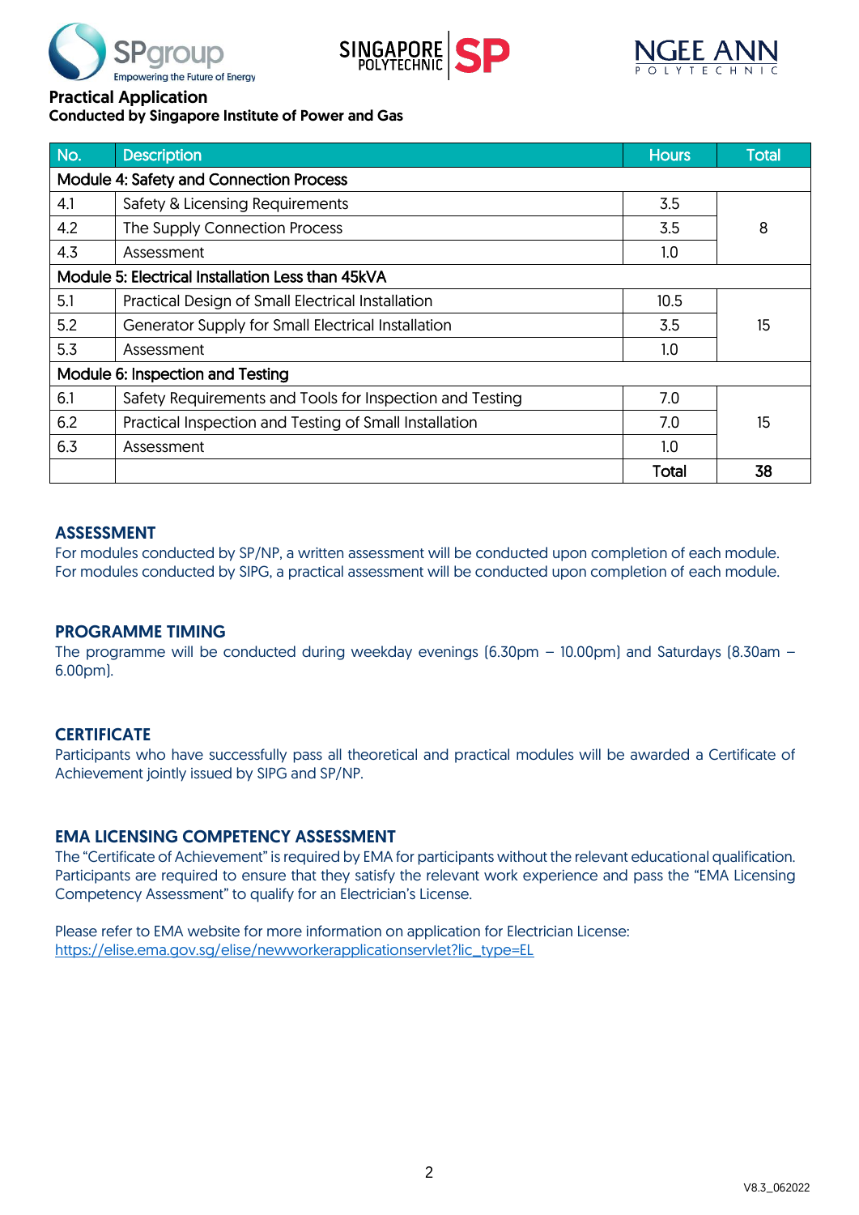**Practical Application**
**Conducted by Singapore Institute of Power and Gas**

| No. | Description | Hours | Total |
|---|---|---|---|
| Module 4: Safety and Connection Process | | | |
| 4.1 | Safety & Licensing Requirements | 3.5 | 8 |
| 4.2 | The Supply Connection Process | 3.5 | |
| 4.3 | Assessment | 1.0 | |
| Module 5: Electrical Installation Less than 45kVA | | | |
| 5.1 | Practical Design of Small Electrical Installation | 10.5 | 15 |
| 5.2 | Generator Supply for Small Electrical Installation | 3.5 | |
| 5.3 | Assessment | 1.0 | |
| Module 6: Inspection and Testing | | | |
| 6.1 | Safety Requirements and Tools for Inspection and Testing | 7.0 | 15 |
| 6.2 | Practical Inspection and Testing of Small Installation | 7.0 | |
| 6.3 | Assessment | 1.0 | |
| | | **Total** | **38** |

## ASSESSMENT

For modules conducted by SP/NP, a written assessment will be conducted upon completion of each module.
For modules conducted by SIPG, a practical assessment will be conducted upon completion of each module.

## PROGRAMME TIMING

The programme will be conducted during weekday evenings (6.30pm – 10.00pm) and Saturdays (8.30am – 6.00pm).

## CERTIFICATE

Participants who have successfully pass all theoretical and practical modules will be awarded a Certificate of Achievement jointly issued by SIPG and SP/NP.

## EMA LICENSING COMPETENCY ASSESSMENT

The "Certificate of Achievement" is required by EMA for participants without the relevant educational qualification. Participants are required to ensure that they satisfy the relevant work experience and pass the "EMA Licensing Competency Assessment" to qualify for an Electrician's License.

Please refer to EMA website for more information on application for Electrician License:
https://elise.ema.gov.sg/elise/newworkerapplicationservlet?lic_type=EL

V8.3_062022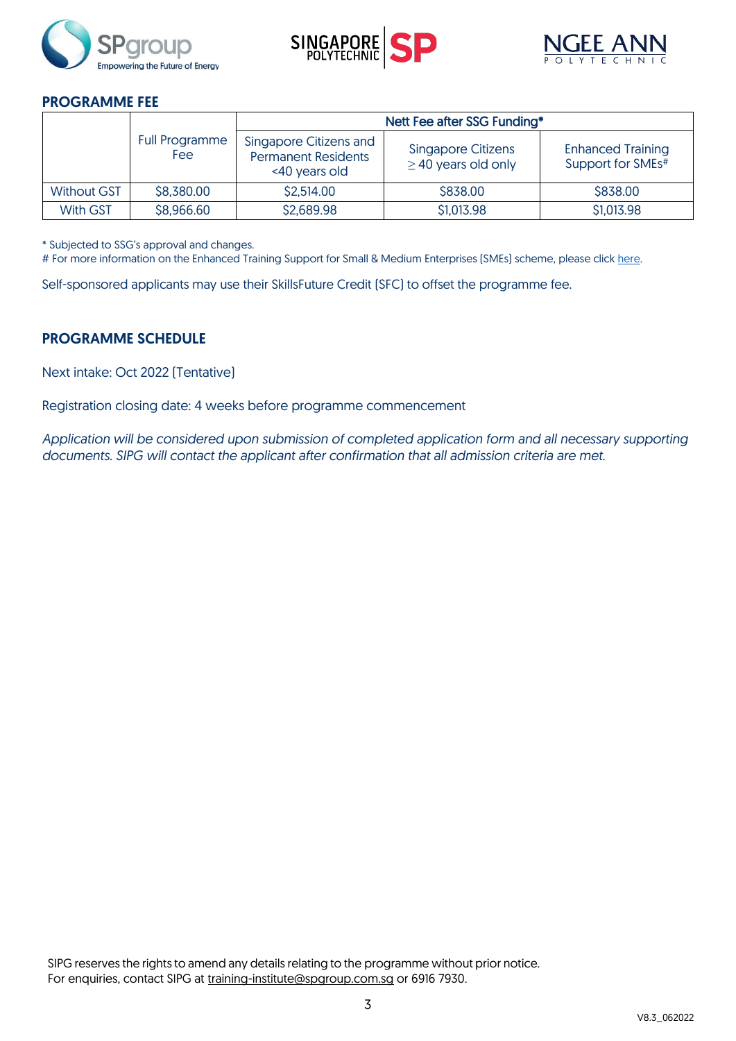## PROGRAMME FEE

| | Full Programme Fee | Nett Fee after SSG Funding* | | |
|---|---|---|---|---|
| | | Singapore Citizens and Permanent Residents <40 years old | Singapore Citizens ≥ 40 years old only | Enhanced Training Support for SMEs# |
| Without GST | $8,380.00 | $2,514.00 | $838.00 | $838.00 |
| With GST | $8,966.60 | $2,689.98 | $1,013.98 | $1,013.98 |

* Subjected to SSG's approval and changes.
# For more information on the Enhanced Training Support for Small & Medium Enterprises (SMEs) scheme, please click here.

Self-sponsored applicants may use their SkillsFuture Credit (SFC) to offset the programme fee.

## PROGRAMME SCHEDULE

Next intake: Oct 2022 (Tentative)

Registration closing date: 4 weeks before programme commencement

*Application will be considered upon submission of completed application form and all necessary supporting documents. SIPG will contact the applicant after confirmation that all admission criteria are met.*

SIPG reserves the rights to amend any details relating to the programme without prior notice.
For enquiries, contact SIPG at training-institute@spgroup.com.sg or 6916 7930.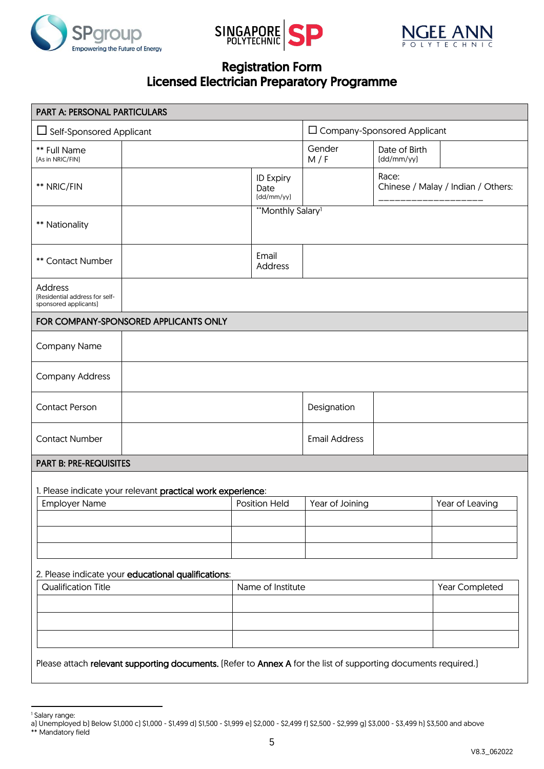# Registration Form
# Licensed Electrician Preparatory Programme

| PART A: PERSONAL PARTICULARS | | | | | |
|---|---|---|---|---|---|
| ☐ Self-Sponsored Applicant | | | ☐ Company-Sponsored Applicant | | |
| ** Full Name (As in NRIC/FIN) | | | Gender M / F | Date of Birth (dd/mm/yy) | |
| ** NRIC/FIN | | ID Expiry Date (dd/mm/yy) | | Race: Chinese / Malay / Indian / Others: ___________________ | |
| ** Nationality | | **Monthly Salary[1] | | | |
| ** Contact Number | | Email Address | | | |
| Address (Residential address for self-sponsored applicants) | | | | | |
| **FOR COMPANY-SPONSORED APPLICANTS ONLY** | | | | | |
| Company Name | | | | | |
| Company Address | | | | | |
| Contact Person | | | Designation | | |
| Contact Number | | | Email Address | | |

## PART B: PRE-REQUISITES

1. Please indicate your relevant **practical work experience**:

| Employer Name | Position Held | Year of Joining | Year of Leaving |
|---|---|---|---|
| | | | |
| | | | |
| | | | |

2. Please indicate your **educational qualifications**:

| Qualification Title | Name of Institute | Year Completed |
|---|---|---|
| | | |
| | | |
| | | |

Please attach **relevant supporting documents.** (Refer to **Annex A** for the list of supporting documents required.)

[1] Salary range:
a) Unemployed b) Below $1,000 c) $1,000 - $1,499 d) $1,500 - $1,999 e) $2,000 - $2,499 f) $2,500 - $2,999 g) $3,000 - $3,499 h) $3,500 and above

** Mandatory field

V8.3_062022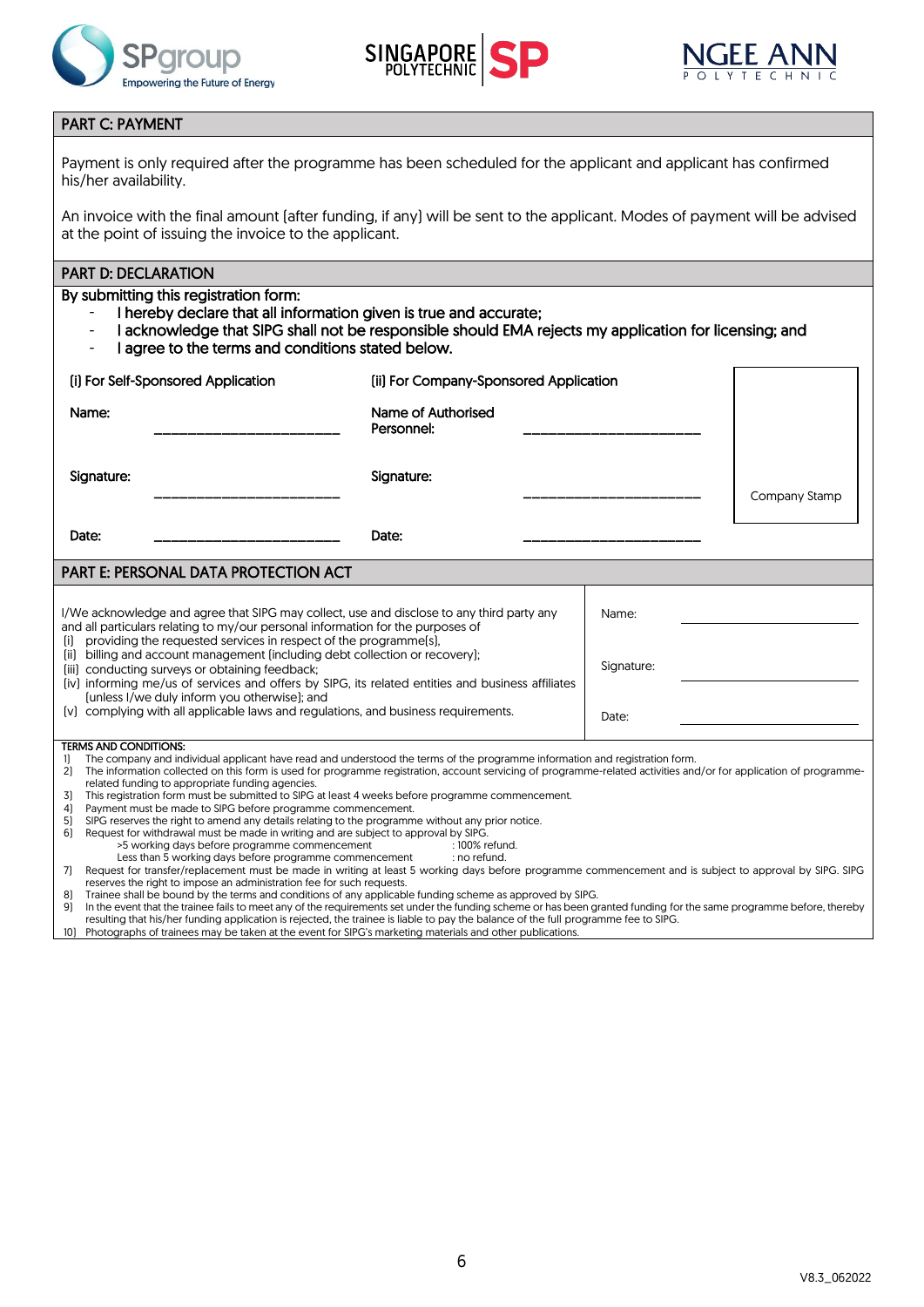## PART C: PAYMENT

Payment is only required after the programme has been scheduled for the applicant and applicant has confirmed his/her availability.

An invoice with the final amount (after funding, if any) will be sent to the applicant. Modes of payment will be advised at the point of issuing the invoice to the applicant.

## PART D: DECLARATION

**By submitting this registration form:**

- **I hereby declare that all information given is true and accurate;**
- **I acknowledge that SIPG shall not be responsible should EMA rejects my application for licensing; and**
- **I agree to the terms and conditions stated below.**

| (i) For Self-Sponsored Application | | (ii) For Company-Sponsored Application | | |
|---|---|---|---|---|
| Name: | ________________________ | Name of Authorised Personnel: | ________________________ | |
| Signature: | ________________________ | Signature: | ________________________ | Company Stamp |
| Date: | ________________________ | Date: | ________________________ | |

## PART E: PERSONAL DATA PROTECTION ACT

I/We acknowledge and agree that SIPG may collect, use and disclose to any third party any and all particulars relating to my/our personal information for the purposes of

(i) providing the requested services in respect of the programme(s),
(ii) billing and account management (including debt collection or recovery);
(iii) conducting surveys or obtaining feedback;
(iv) informing me/us of services and offers by SIPG, its related entities and business affiliates (unless I/we duly inform you otherwise); and
(v) complying with all applicable laws and regulations, and business requirements.

Name: ________________________

Signature: ________________________

Date: ________________________

**TERMS AND CONDITIONS:**

1) The company and individual applicant have read and understood the terms of the programme information and registration form.
2) The information collected on this form is used for programme registration, account servicing of programme-related activities and/or for application of programme-related funding to appropriate funding agencies.
3) This registration form must be submitted to SIPG at least 4 weeks before programme commencement.
4) Payment must be made to SIPG before programme commencement.
5) SIPG reserves the right to amend any details relating to the programme without any prior notice.
6) Request for withdrawal must be made in writing and are subject to approval by SIPG.
   >5 working days before programme commencement : 100% refund.
   Less than 5 working days before programme commencement : no refund.
7) Request for transfer/replacement must be made in writing at least 5 working days before programme commencement and is subject to approval by SIPG. SIPG reserves the right to impose an administration fee for such requests.
8) Trainee shall be bound by the terms and conditions of any applicable funding scheme as approved by SIPG.
9) In the event that the trainee fails to meet any of the requirements set under the funding scheme or has been granted funding for the same programme before, thereby resulting that his/her funding application is rejected, the trainee is liable to pay the balance of the full programme fee to SIPG.
10) Photographs of trainees may be taken at the event for SIPG's marketing materials and other publications.

V8.3_062022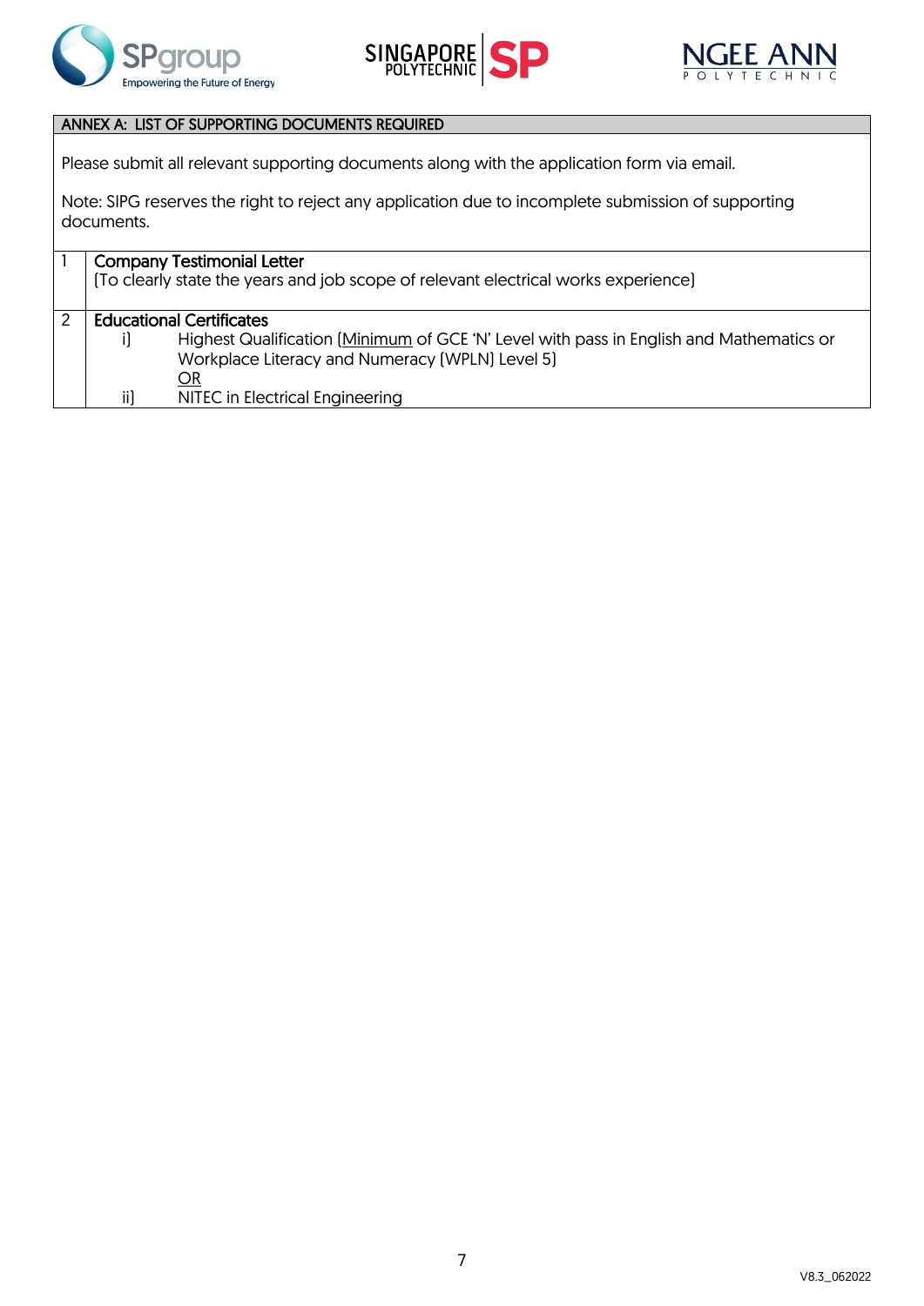## ANNEX A: LIST OF SUPPORTING DOCUMENTS REQUIRED

Please submit all relevant supporting documents along with the application form via email.

Note: SIPG reserves the right to reject any application due to incomplete submission of supporting documents.

| | |
|---|---|
| 1 | **Company Testimonial Letter**<br>(To clearly state the years and job scope of relevant electrical works experience) |
| 2 | **Educational Certificates**<br>i) Highest Qualification (Minimum of GCE 'N' Level with pass in English and Mathematics or Workplace Literacy and Numeracy (WPLN) Level 5)<br>OR<br>ii) NITEC in Electrical Engineering |

V8.3_062022